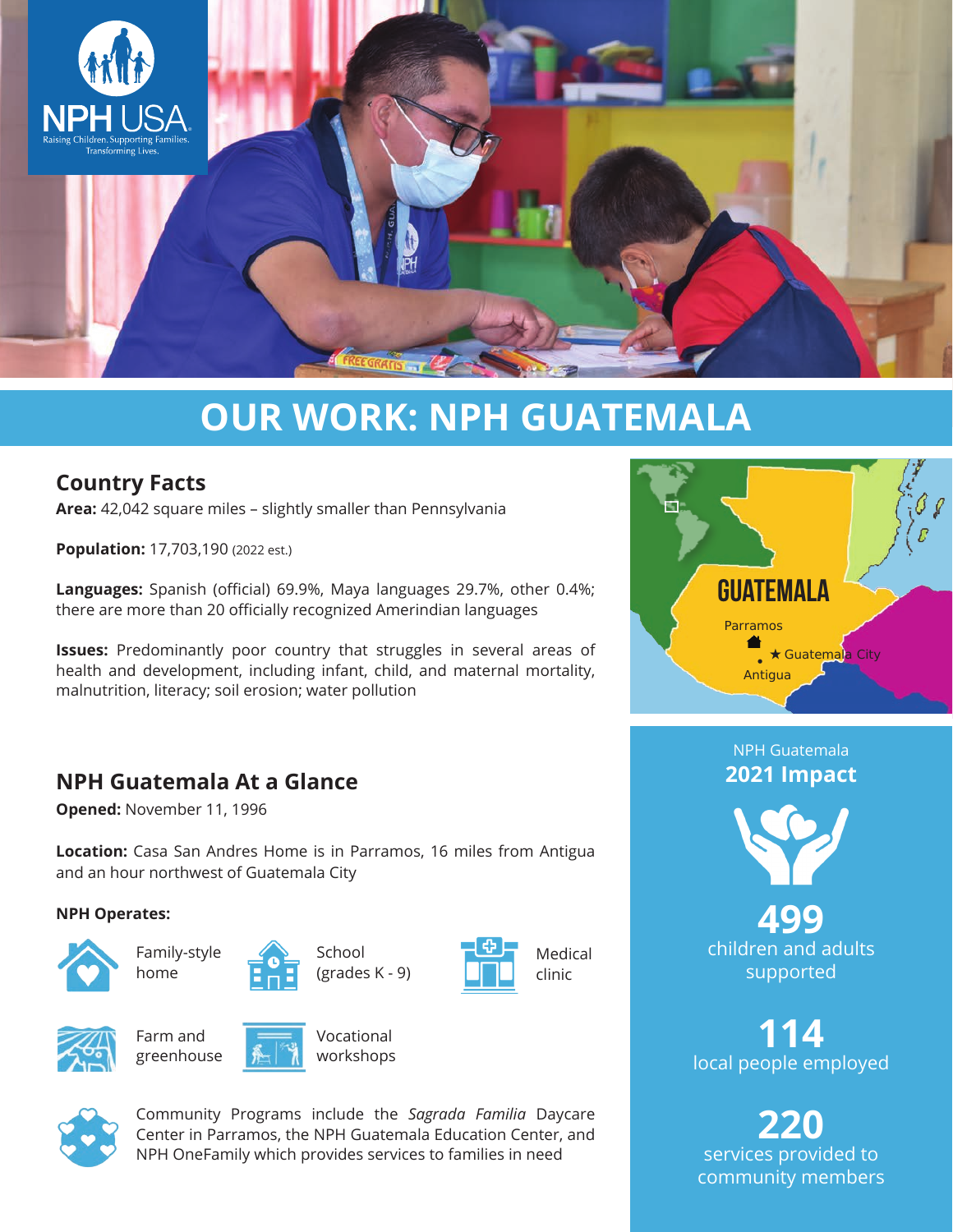NPH USA
Raising Children. Supporting Families. Transforming Lives.

# OUR WORK: NPH GUATEMALA

## Country Facts

**Area:** 42,042 square miles – slightly smaller than Pennsylvania

**Population:** 17,703,190 (2022 est.)

**Languages:** Spanish (official) 69.9%, Maya languages 29.7%, other 0.4%; there are more than 20 officially recognized Amerindian languages

**Issues:** Predominantly poor country that struggles in several areas of health and development, including infant, child, and maternal mortality, malnutrition, literacy; soil erosion; water pollution

GUATEMALA
Parramos
★ Guatemala City
Antigua

## NPH Guatemala At a Glance

**Opened:** November 11, 1996

**Location:** Casa San Andres Home is in Parramos, 16 miles from Antigua and an hour northwest of Guatemala City

**NPH Operates:**

- Family-style home
- School (grades K - 9)
- Medical clinic
- Farm and greenhouse
- Vocational workshops

Community Programs include the *Sagrada Familia* Daycare Center in Parramos, the NPH Guatemala Education Center, and NPH OneFamily which provides services to families in need

NPH Guatemala
**2021 Impact**

**499**
children and adults supported

**114**
local people employed

**220**
services provided to community members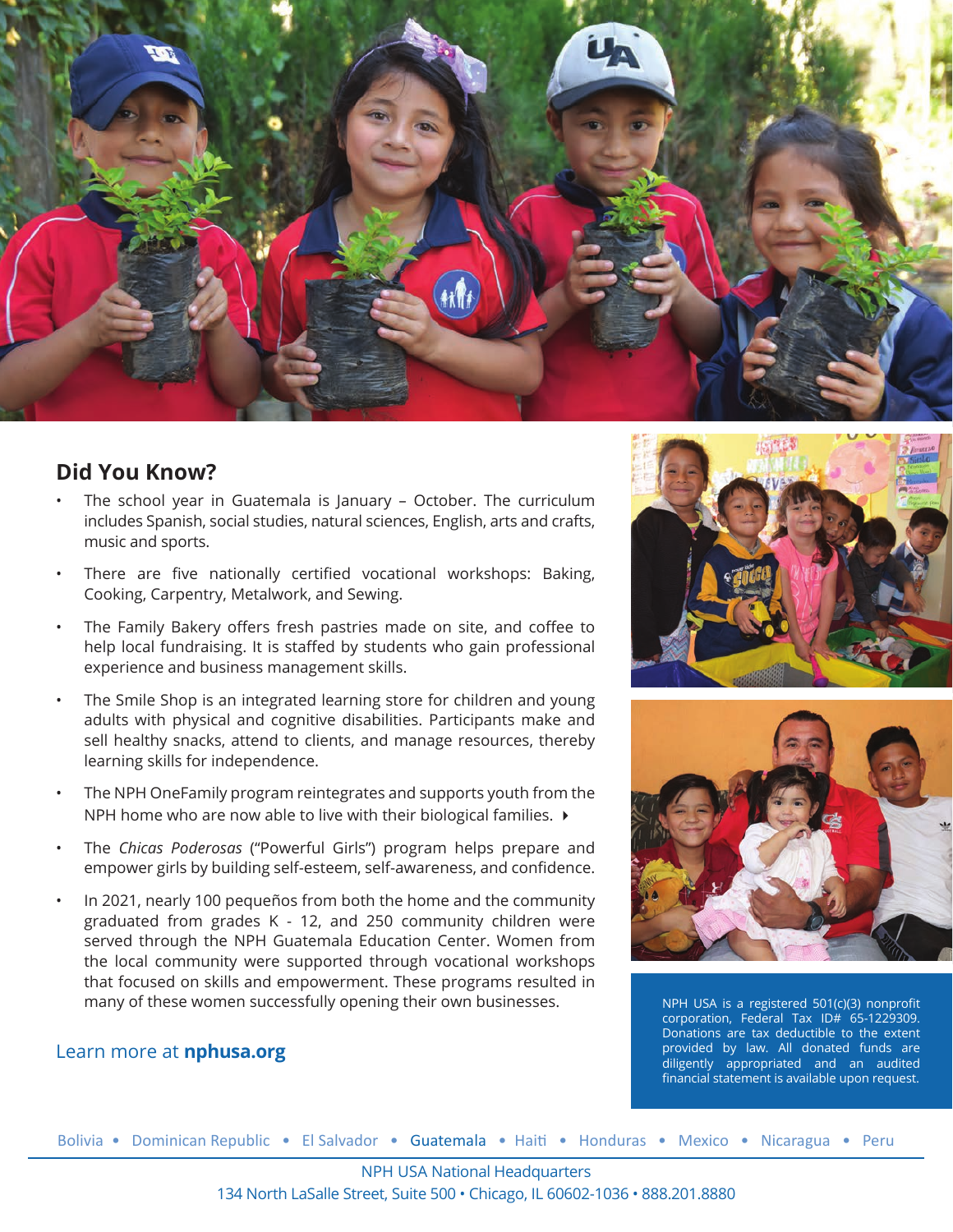## Did You Know?

- The school year in Guatemala is January – October. The curriculum includes Spanish, social studies, natural sciences, English, arts and crafts, music and sports.
- There are five nationally certified vocational workshops: Baking, Cooking, Carpentry, Metalwork, and Sewing.
- The Family Bakery offers fresh pastries made on site, and coffee to help local fundraising. It is staffed by students who gain professional experience and business management skills.
- The Smile Shop is an integrated learning store for children and young adults with physical and cognitive disabilities. Participants make and sell healthy snacks, attend to clients, and manage resources, thereby learning skills for independence.
- The NPH OneFamily program reintegrates and supports youth from the NPH home who are now able to live with their biological families.
- The *Chicas Poderosas* ("Powerful Girls") program helps prepare and empower girls by building self-esteem, self-awareness, and confidence.
- In 2021, nearly 100 pequeños from both the home and the community graduated from grades K - 12, and 250 community children were served through the NPH Guatemala Education Center. Women from the local community were supported through vocational workshops that focused on skills and empowerment. These programs resulted in many of these women successfully opening their own businesses.

Learn more at **nphusa.org**

NPH USA is a registered 501(c)(3) nonprofit corporation, Federal Tax ID# 65-1229309. Donations are tax deductible to the extent provided by law. All donated funds are diligently appropriated and an audited financial statement is available upon request.

Bolivia • Dominican Republic • El Salvador • Guatemala • Haiti • Honduras • Mexico • Nicaragua • Peru

NPH USA National Headquarters
134 North LaSalle Street, Suite 500 • Chicago, IL 60602-1036 • 888.201.8880